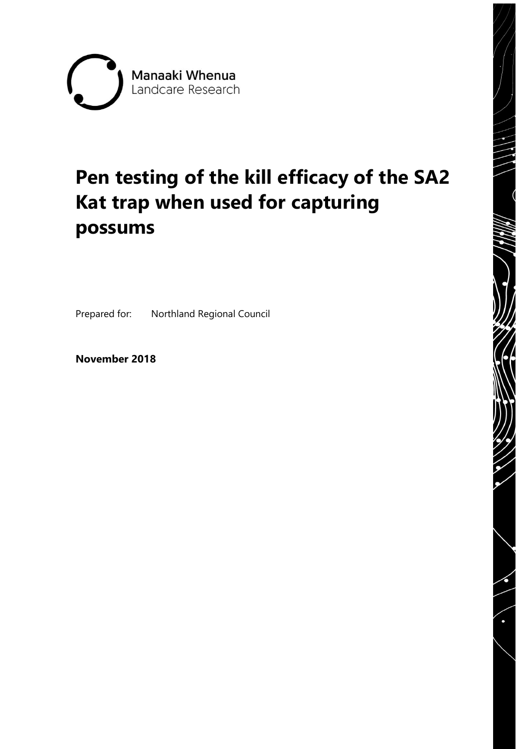Manaaki Whenua
Landcare Research

# Pen testing of the kill efficacy of the SA2 Kat trap when used for capturing possums

Prepared for: Northland Regional Council

**November 2018**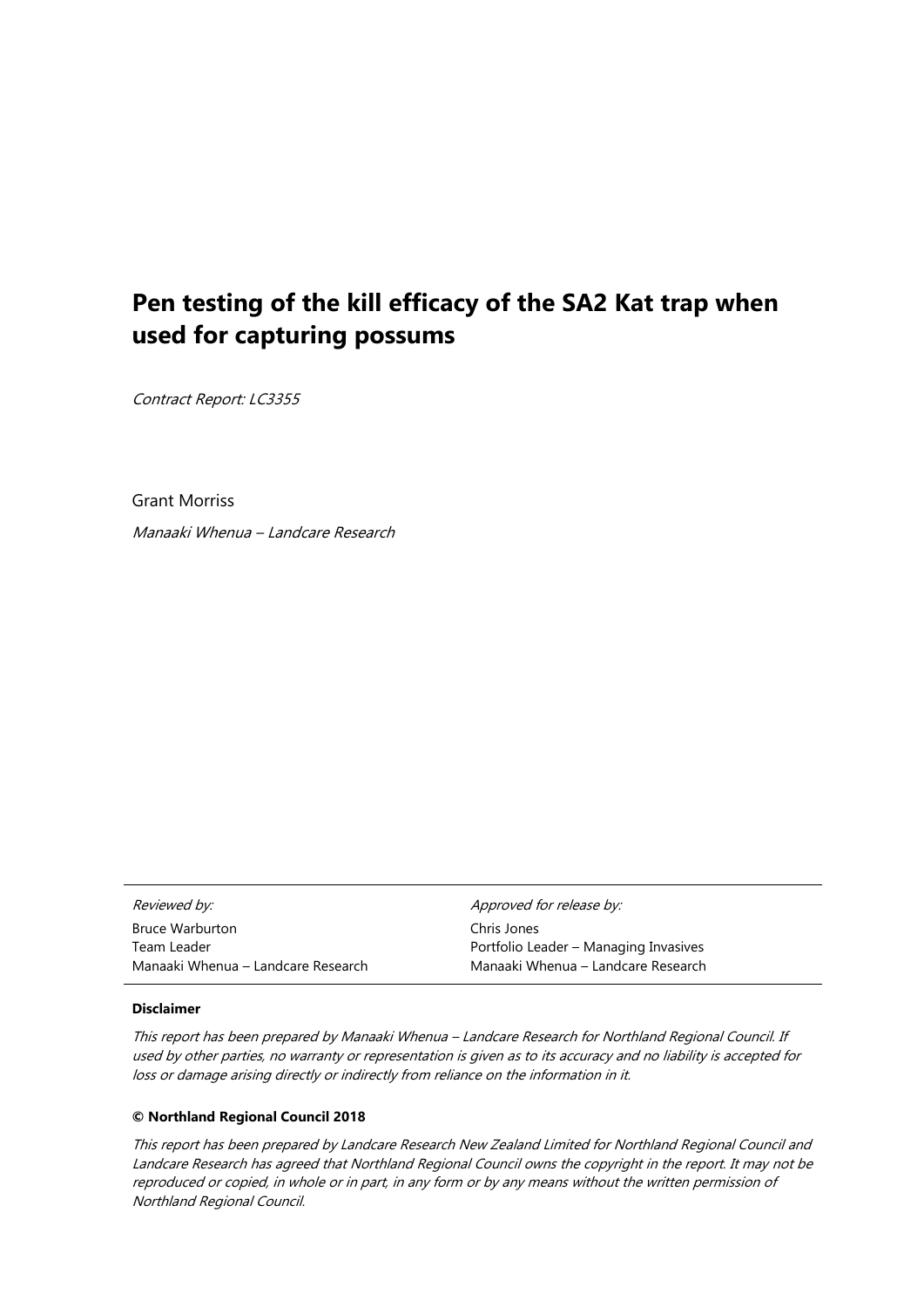# Pen testing of the kill efficacy of the SA2 Kat trap when used for capturing possums

*Contract Report: LC3355*

Grant Morriss

*Manaaki Whenua – Landcare Research*

| *Reviewed by:* | *Approved for release by:* |
|---|---|
| Bruce Warburton | Chris Jones |
| Team Leader | Portfolio Leader – Managing Invasives |
| Manaaki Whenua – Landcare Research | Manaaki Whenua – Landcare Research |

**Disclaimer**

*This report has been prepared by Manaaki Whenua – Landcare Research for Northland Regional Council. If used by other parties, no warranty or representation is given as to its accuracy and no liability is accepted for loss or damage arising directly or indirectly from reliance on the information in it.*

**© Northland Regional Council 2018**

*This report has been prepared by Landcare Research New Zealand Limited for Northland Regional Council and Landcare Research has agreed that Northland Regional Council owns the copyright in the report. It may not be reproduced or copied, in whole or in part, in any form or by any means without the written permission of Northland Regional Council.*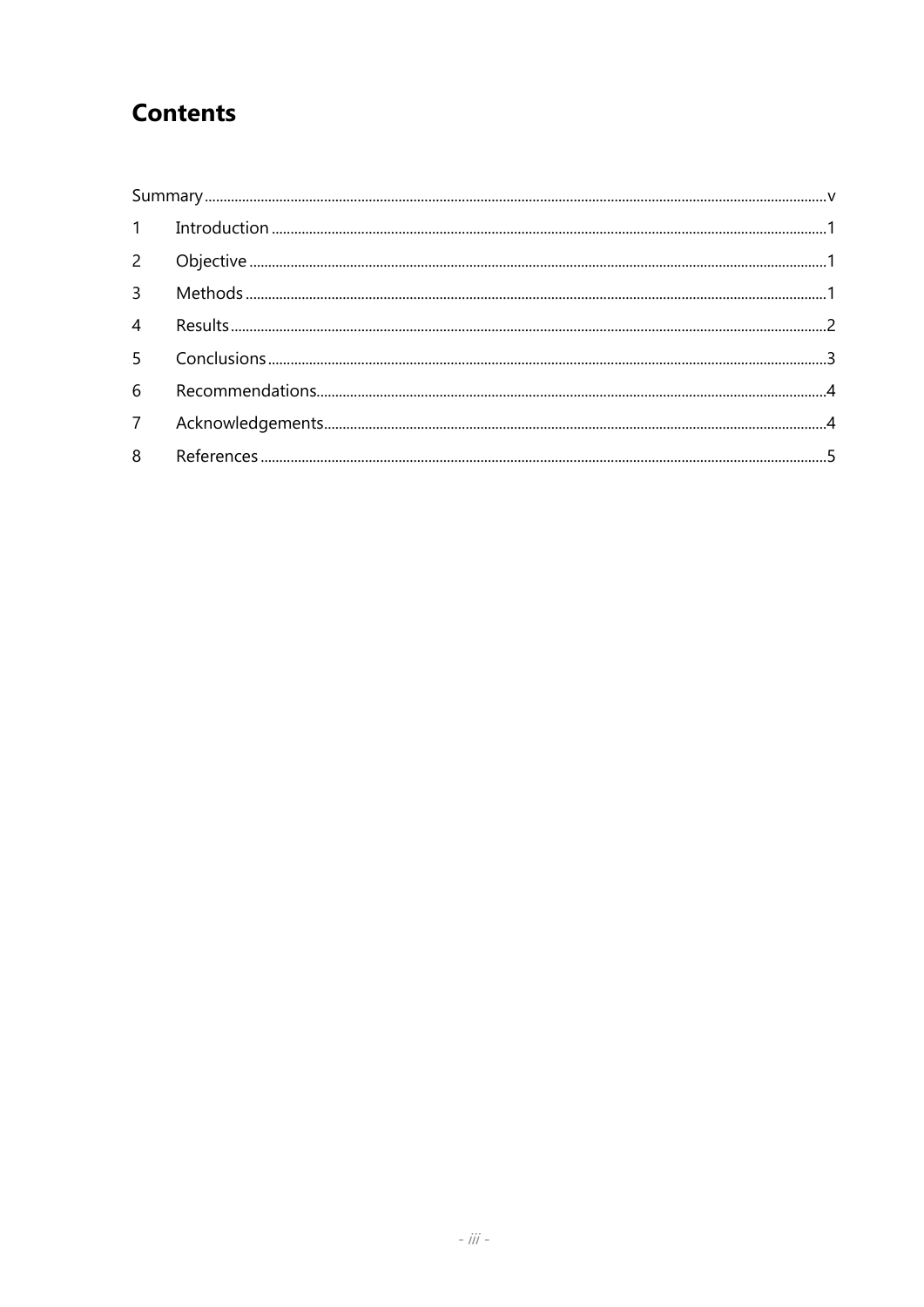# Contents

Summary ..... v

1 Introduction ..... 1

2 Objective ..... 1

3 Methods ..... 1

4 Results ..... 2

5 Conclusions ..... 3

6 Recommendations ..... 4

7 Acknowledgements ..... 4

8 References ..... 5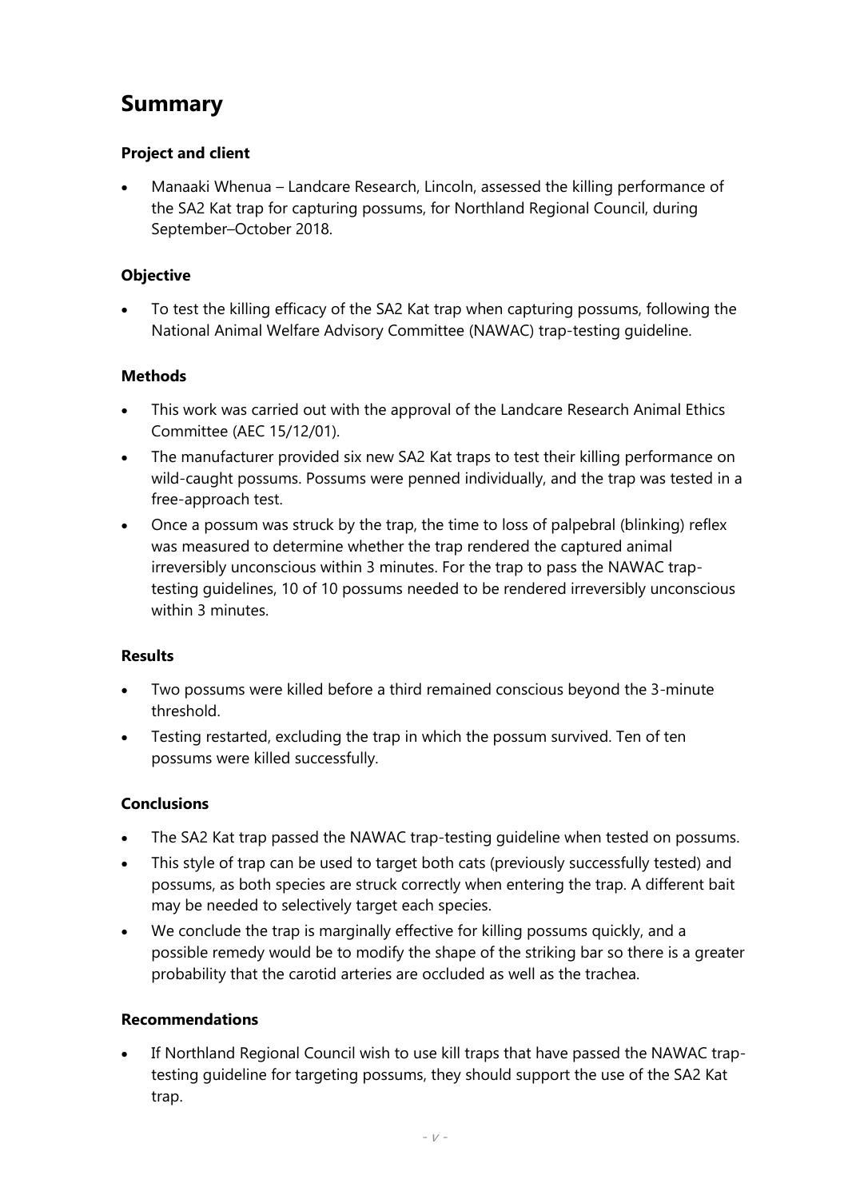## Summary

### Project and client

- Manaaki Whenua – Landcare Research, Lincoln, assessed the killing performance of the SA2 Kat trap for capturing possums, for Northland Regional Council, during September–October 2018.

### Objective

- To test the killing efficacy of the SA2 Kat trap when capturing possums, following the National Animal Welfare Advisory Committee (NAWAC) trap-testing guideline.

### Methods

- This work was carried out with the approval of the Landcare Research Animal Ethics Committee (AEC 15/12/01).
- The manufacturer provided six new SA2 Kat traps to test their killing performance on wild-caught possums. Possums were penned individually, and the trap was tested in a free-approach test.
- Once a possum was struck by the trap, the time to loss of palpebral (blinking) reflex was measured to determine whether the trap rendered the captured animal irreversibly unconscious within 3 minutes. For the trap to pass the NAWAC trap-testing guidelines, 10 of 10 possums needed to be rendered irreversibly unconscious within 3 minutes.

### Results

- Two possums were killed before a third remained conscious beyond the 3-minute threshold.
- Testing restarted, excluding the trap in which the possum survived. Ten of ten possums were killed successfully.

### Conclusions

- The SA2 Kat trap passed the NAWAC trap-testing guideline when tested on possums.
- This style of trap can be used to target both cats (previously successfully tested) and possums, as both species are struck correctly when entering the trap. A different bait may be needed to selectively target each species.
- We conclude the trap is marginally effective for killing possums quickly, and a possible remedy would be to modify the shape of the striking bar so there is a greater probability that the carotid arteries are occluded as well as the trachea.

### Recommendations

- If Northland Regional Council wish to use kill traps that have passed the NAWAC trap-testing guideline for targeting possums, they should support the use of the SA2 Kat trap.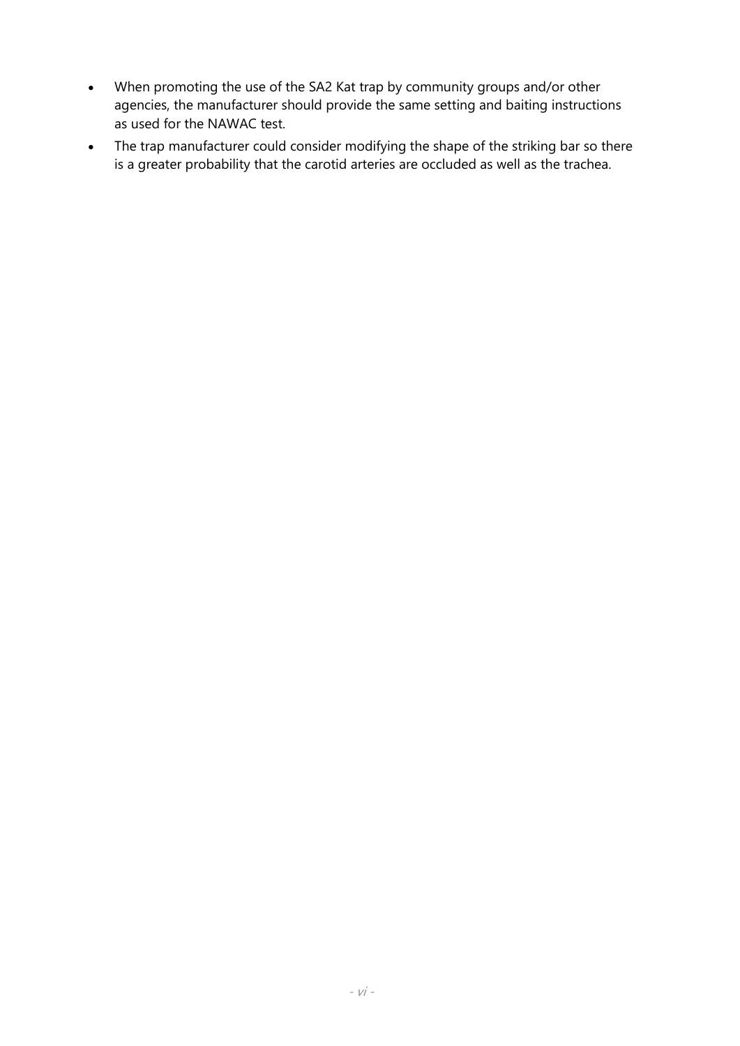- When promoting the use of the SA2 Kat trap by community groups and/or other agencies, the manufacturer should provide the same setting and baiting instructions as used for the NAWAC test.
- The trap manufacturer could consider modifying the shape of the striking bar so there is a greater probability that the carotid arteries are occluded as well as the trachea.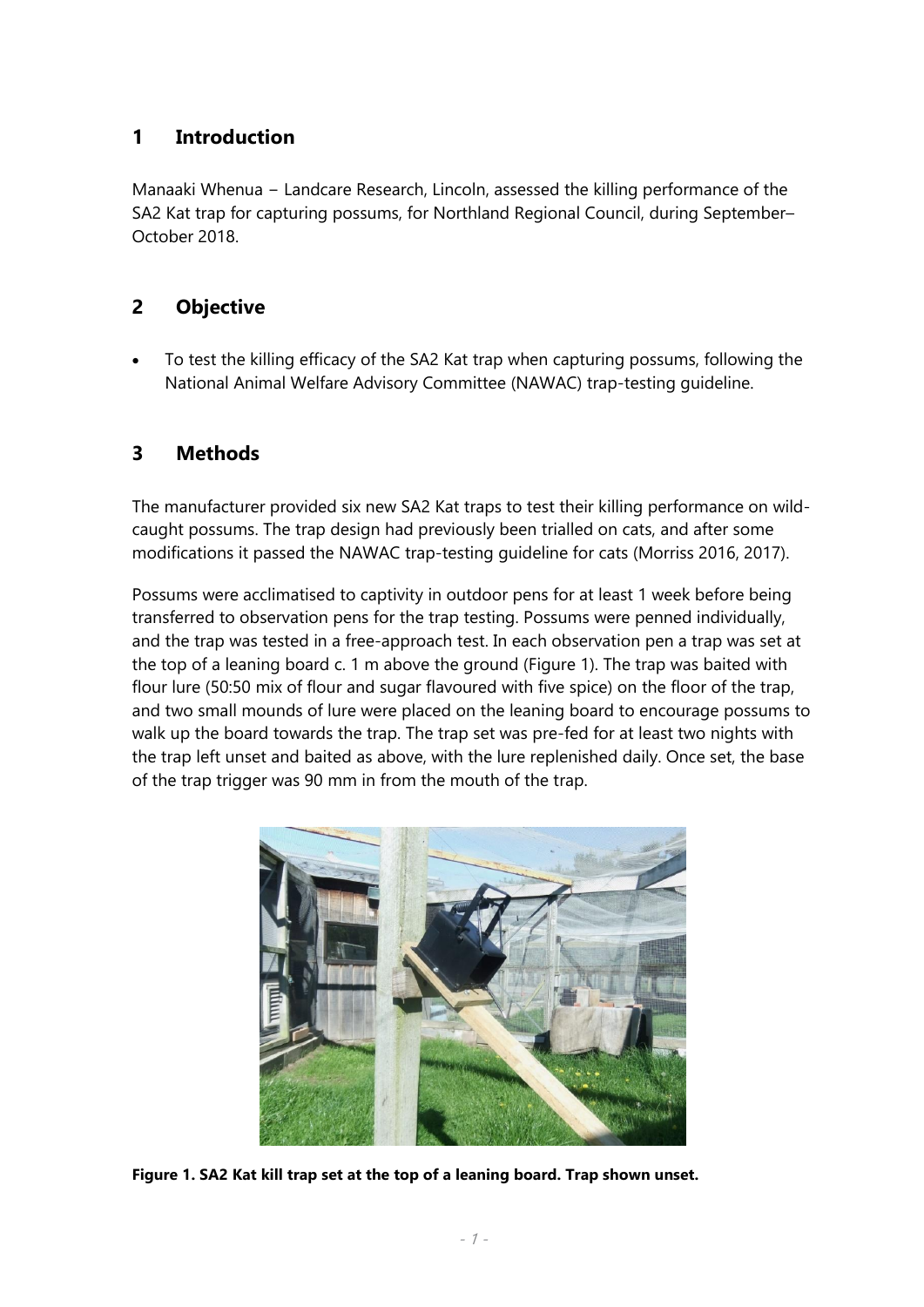## 1 Introduction

Manaaki Whenua – Landcare Research, Lincoln, assessed the killing performance of the SA2 Kat trap for capturing possums, for Northland Regional Council, during September–October 2018.

## 2 Objective

- To test the killing efficacy of the SA2 Kat trap when capturing possums, following the National Animal Welfare Advisory Committee (NAWAC) trap-testing guideline.

## 3 Methods

The manufacturer provided six new SA2 Kat traps to test their killing performance on wild-caught possums. The trap design had previously been trialled on cats, and after some modifications it passed the NAWAC trap-testing guideline for cats (Morriss 2016, 2017).

Possums were acclimatised to captivity in outdoor pens for at least 1 week before being transferred to observation pens for the trap testing. Possums were penned individually, and the trap was tested in a free-approach test. In each observation pen a trap was set at the top of a leaning board c. 1 m above the ground (Figure 1). The trap was baited with flour lure (50:50 mix of flour and sugar flavoured with five spice) on the floor of the trap, and two small mounds of lure were placed on the leaning board to encourage possums to walk up the board towards the trap. The trap set was pre-fed for at least two nights with the trap left unset and baited as above, with the lure replenished daily. Once set, the base of the trap trigger was 90 mm in from the mouth of the trap.

**Figure 1. SA2 Kat kill trap set at the top of a leaning board. Trap shown unset.**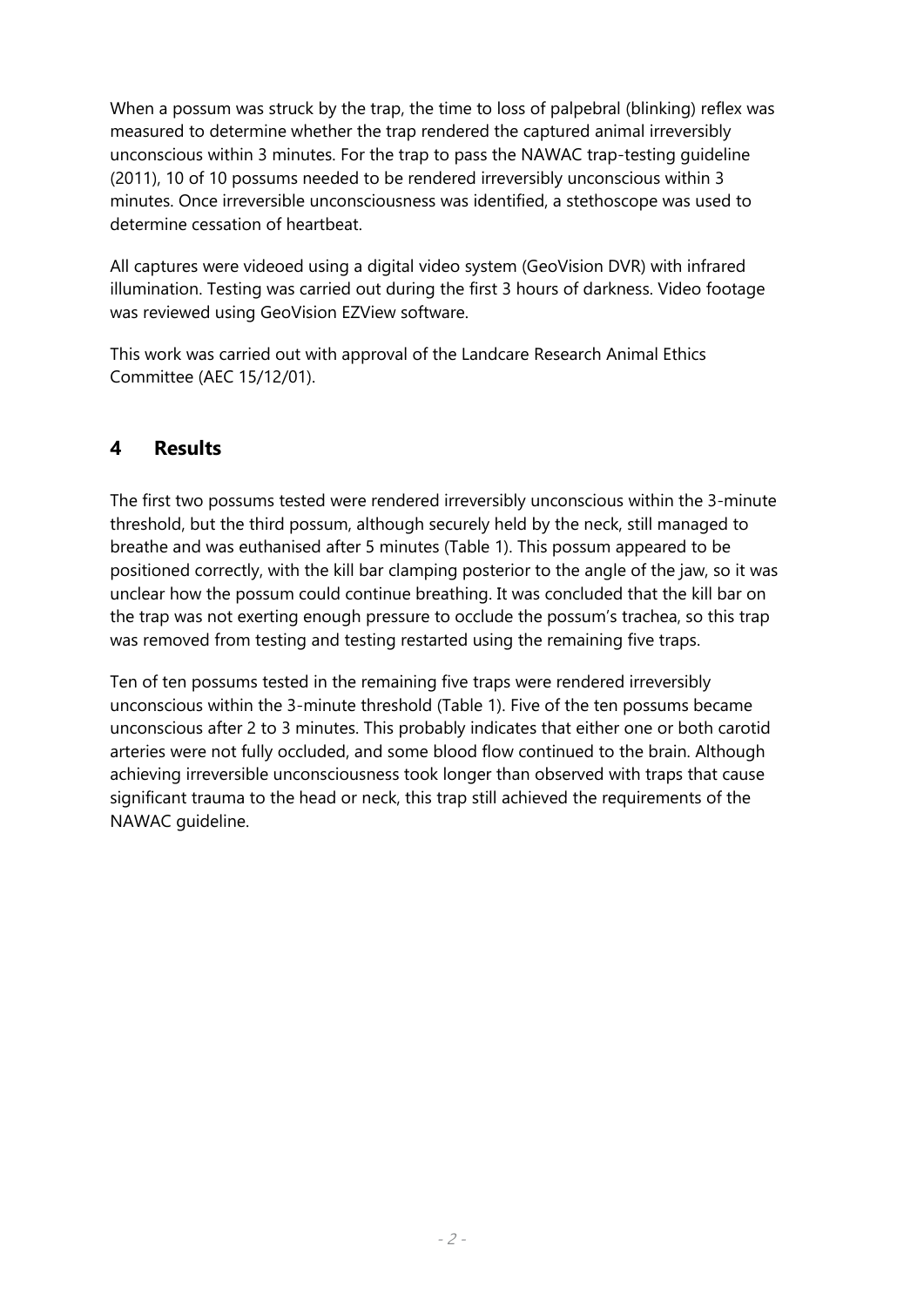When a possum was struck by the trap, the time to loss of palpebral (blinking) reflex was measured to determine whether the trap rendered the captured animal irreversibly unconscious within 3 minutes. For the trap to pass the NAWAC trap-testing guideline (2011), 10 of 10 possums needed to be rendered irreversibly unconscious within 3 minutes. Once irreversible unconsciousness was identified, a stethoscope was used to determine cessation of heartbeat.

All captures were videoed using a digital video system (GeoVision DVR) with infrared illumination. Testing was carried out during the first 3 hours of darkness. Video footage was reviewed using GeoVision EZView software.

This work was carried out with approval of the Landcare Research Animal Ethics Committee (AEC 15/12/01).

## 4 Results

The first two possums tested were rendered irreversibly unconscious within the 3-minute threshold, but the third possum, although securely held by the neck, still managed to breathe and was euthanised after 5 minutes (Table 1). This possum appeared to be positioned correctly, with the kill bar clamping posterior to the angle of the jaw, so it was unclear how the possum could continue breathing. It was concluded that the kill bar on the trap was not exerting enough pressure to occlude the possum's trachea, so this trap was removed from testing and testing restarted using the remaining five traps.

Ten of ten possums tested in the remaining five traps were rendered irreversibly unconscious within the 3-minute threshold (Table 1). Five of the ten possums became unconscious after 2 to 3 minutes. This probably indicates that either one or both carotid arteries were not fully occluded, and some blood flow continued to the brain. Although achieving irreversible unconsciousness took longer than observed with traps that cause significant trauma to the head or neck, this trap still achieved the requirements of the NAWAC guideline.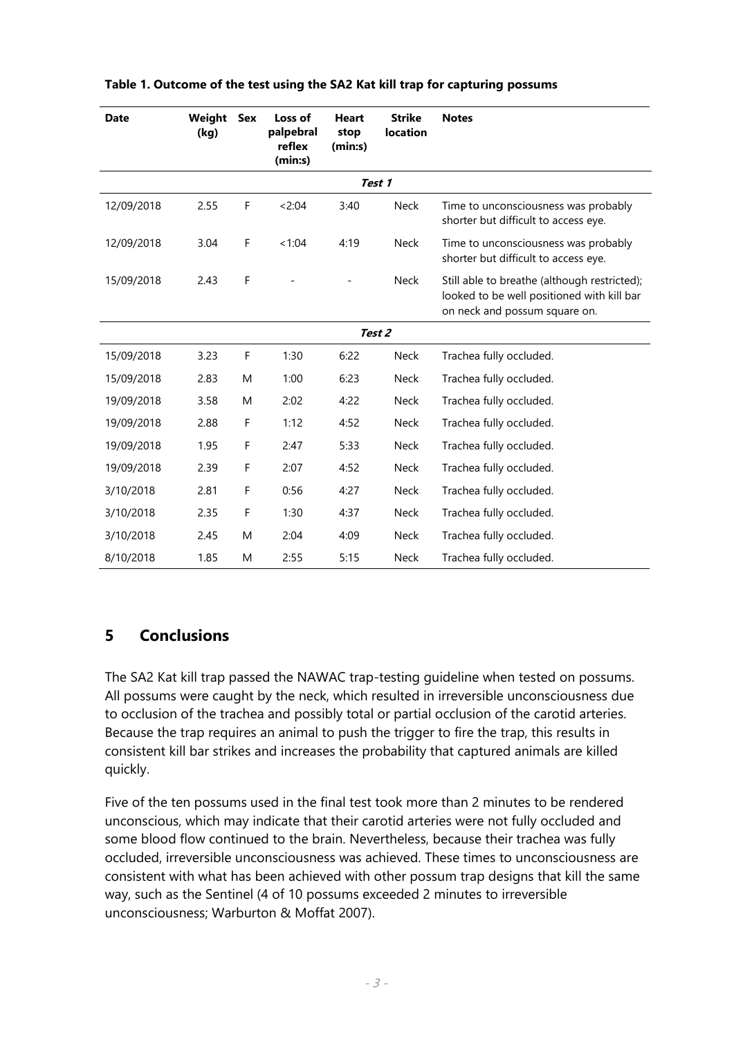**Table 1. Outcome of the test using the SA2 Kat kill trap for capturing possums**

| Date | Weight (kg) | Sex | Loss of palpebral reflex (min:s) | Heart stop (min:s) | Strike location | Notes |
|---|---|---|---|---|---|---|
| | | | | ***Test 1*** | | |
| 12/09/2018 | 2.55 | F | <2:04 | 3:40 | Neck | Time to unconsciousness was probably shorter but difficult to access eye. |
| 12/09/2018 | 3.04 | F | <1:04 | 4:19 | Neck | Time to unconsciousness was probably shorter but difficult to access eye. |
| 15/09/2018 | 2.43 | F | - | - | Neck | Still able to breathe (although restricted); looked to be well positioned with kill bar on neck and possum square on. |
| | | | | ***Test 2*** | | |
| 15/09/2018 | 3.23 | F | 1:30 | 6:22 | Neck | Trachea fully occluded. |
| 15/09/2018 | 2.83 | M | 1:00 | 6:23 | Neck | Trachea fully occluded. |
| 19/09/2018 | 3.58 | M | 2:02 | 4:22 | Neck | Trachea fully occluded. |
| 19/09/2018 | 2.88 | F | 1:12 | 4:52 | Neck | Trachea fully occluded. |
| 19/09/2018 | 1.95 | F | 2:47 | 5:33 | Neck | Trachea fully occluded. |
| 19/09/2018 | 2.39 | F | 2:07 | 4:52 | Neck | Trachea fully occluded. |
| 3/10/2018 | 2.81 | F | 0:56 | 4:27 | Neck | Trachea fully occluded. |
| 3/10/2018 | 2.35 | F | 1:30 | 4:37 | Neck | Trachea fully occluded. |
| 3/10/2018 | 2.45 | M | 2:04 | 4:09 | Neck | Trachea fully occluded. |
| 8/10/2018 | 1.85 | M | 2:55 | 5:15 | Neck | Trachea fully occluded. |

## 5 Conclusions

The SA2 Kat kill trap passed the NAWAC trap-testing guideline when tested on possums. All possums were caught by the neck, which resulted in irreversible unconsciousness due to occlusion of the trachea and possibly total or partial occlusion of the carotid arteries. Because the trap requires an animal to push the trigger to fire the trap, this results in consistent kill bar strikes and increases the probability that captured animals are killed quickly.

Five of the ten possums used in the final test took more than 2 minutes to be rendered unconscious, which may indicate that their carotid arteries were not fully occluded and some blood flow continued to the brain. Nevertheless, because their trachea was fully occluded, irreversible unconsciousness was achieved. These times to unconsciousness are consistent with what has been achieved with other possum trap designs that kill the same way, such as the Sentinel (4 of 10 possums exceeded 2 minutes to irreversible unconsciousness; Warburton & Moffat 2007).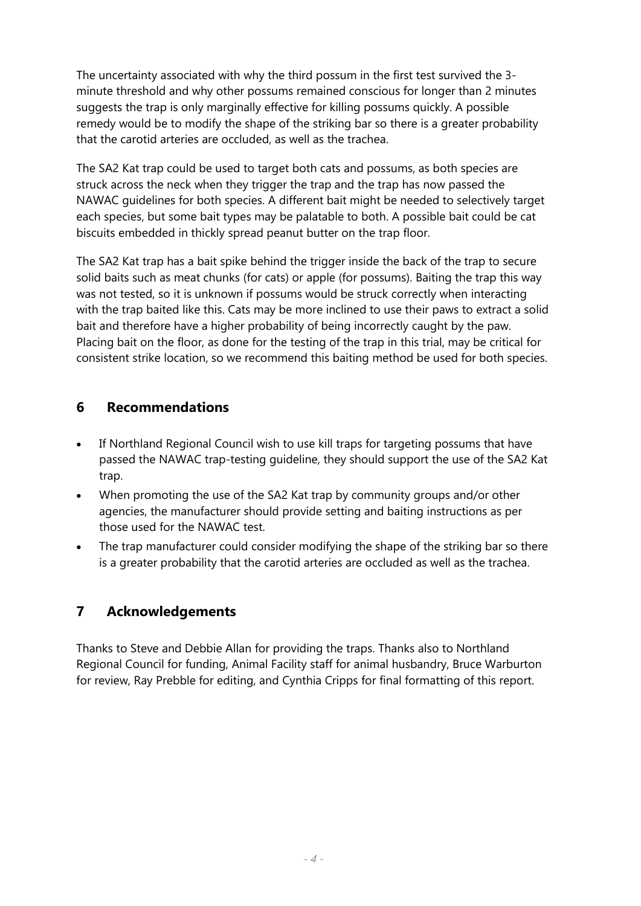The uncertainty associated with why the third possum in the first test survived the 3-minute threshold and why other possums remained conscious for longer than 2 minutes suggests the trap is only marginally effective for killing possums quickly. A possible remedy would be to modify the shape of the striking bar so there is a greater probability that the carotid arteries are occluded, as well as the trachea.

The SA2 Kat trap could be used to target both cats and possums, as both species are struck across the neck when they trigger the trap and the trap has now passed the NAWAC guidelines for both species. A different bait might be needed to selectively target each species, but some bait types may be palatable to both. A possible bait could be cat biscuits embedded in thickly spread peanut butter on the trap floor.

The SA2 Kat trap has a bait spike behind the trigger inside the back of the trap to secure solid baits such as meat chunks (for cats) or apple (for possums). Baiting the trap this way was not tested, so it is unknown if possums would be struck correctly when interacting with the trap baited like this. Cats may be more inclined to use their paws to extract a solid bait and therefore have a higher probability of being incorrectly caught by the paw. Placing bait on the floor, as done for the testing of the trap in this trial, may be critical for consistent strike location, so we recommend this baiting method be used for both species.

## 6 Recommendations

- If Northland Regional Council wish to use kill traps for targeting possums that have passed the NAWAC trap-testing guideline, they should support the use of the SA2 Kat trap.
- When promoting the use of the SA2 Kat trap by community groups and/or other agencies, the manufacturer should provide setting and baiting instructions as per those used for the NAWAC test.
- The trap manufacturer could consider modifying the shape of the striking bar so there is a greater probability that the carotid arteries are occluded as well as the trachea.

## 7 Acknowledgements

Thanks to Steve and Debbie Allan for providing the traps. Thanks also to Northland Regional Council for funding, Animal Facility staff for animal husbandry, Bruce Warburton for review, Ray Prebble for editing, and Cynthia Cripps for final formatting of this report.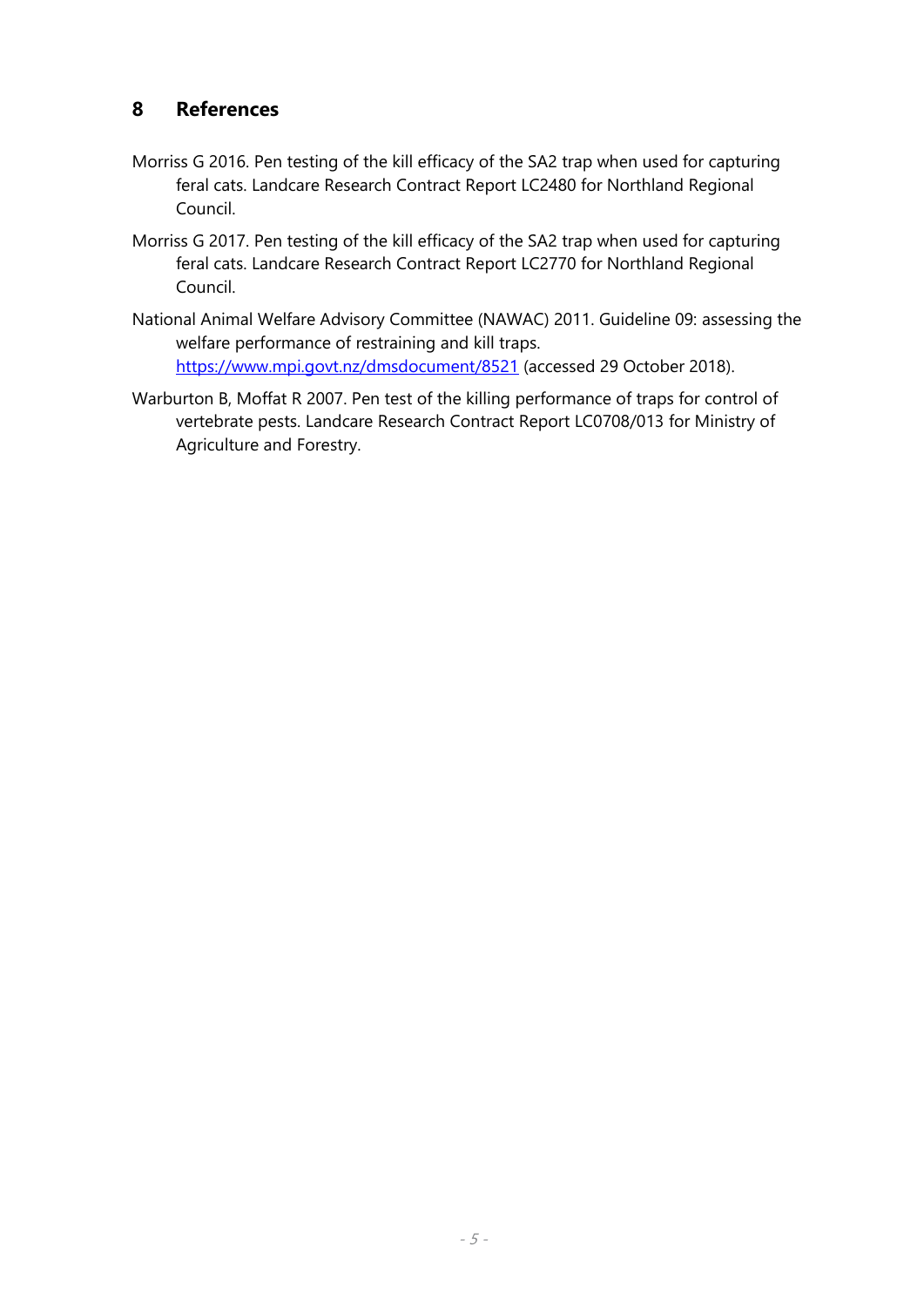## 8 References

Morriss G 2016. Pen testing of the kill efficacy of the SA2 trap when used for capturing feral cats. Landcare Research Contract Report LC2480 for Northland Regional Council.

Morriss G 2017. Pen testing of the kill efficacy of the SA2 trap when used for capturing feral cats. Landcare Research Contract Report LC2770 for Northland Regional Council.

National Animal Welfare Advisory Committee (NAWAC) 2011. Guideline 09: assessing the welfare performance of restraining and kill traps. https://www.mpi.govt.nz/dmsdocument/8521 (accessed 29 October 2018).

Warburton B, Moffat R 2007. Pen test of the killing performance of traps for control of vertebrate pests. Landcare Research Contract Report LC0708/013 for Ministry of Agriculture and Forestry.